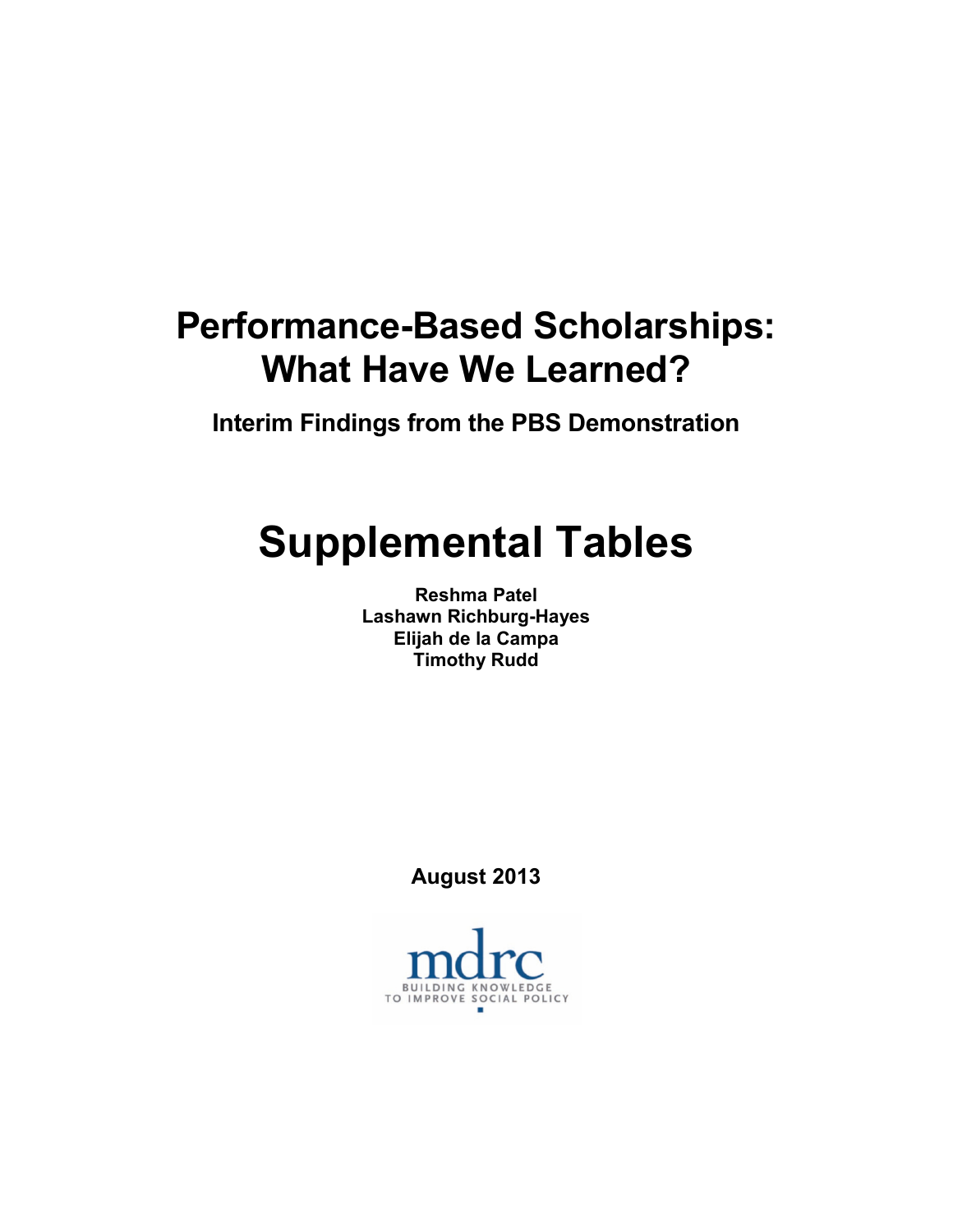# Performance-Based Scholarships: What Have We Learned?

**Interim Findings from the PBS Demonstration**

# Supplemental Tables

**Reshma Patel**
**Lashawn Richburg-Hayes**
**Elijah de la Campa**
**Timothy Rudd**

**August 2013**

mdrc
BUILDING KNOWLEDGE
TO IMPROVE SOCIAL POLICY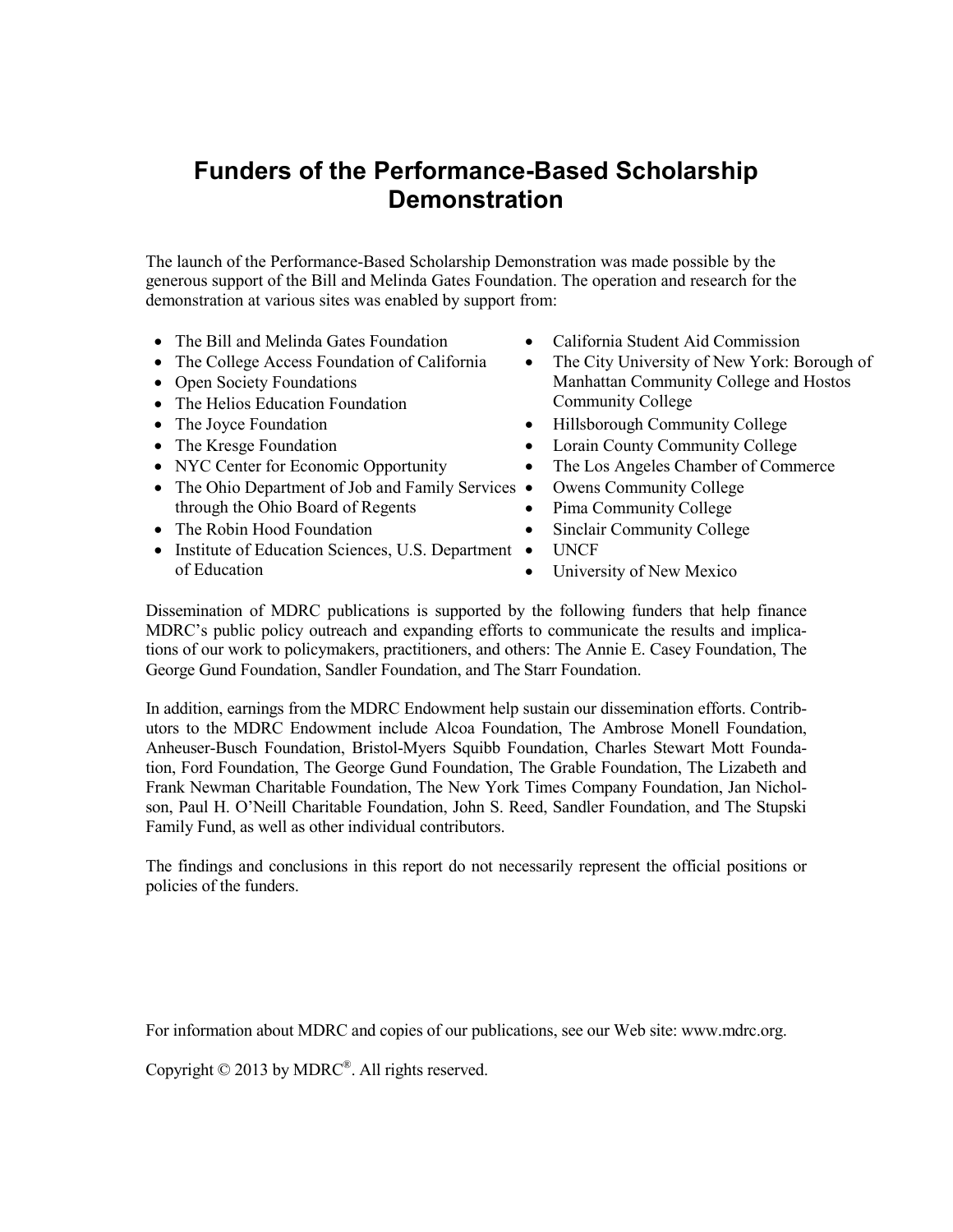# Funders of the Performance-Based Scholarship Demonstration

The launch of the Performance-Based Scholarship Demonstration was made possible by the generous support of the Bill and Melinda Gates Foundation. The operation and research for the demonstration at various sites was enabled by support from:

- The Bill and Melinda Gates Foundation
- The College Access Foundation of California
- Open Society Foundations
- The Helios Education Foundation
- The Joyce Foundation
- The Kresge Foundation
- NYC Center for Economic Opportunity
- The Ohio Department of Job and Family Services through the Ohio Board of Regents
- The Robin Hood Foundation
- Institute of Education Sciences, U.S. Department of Education
- California Student Aid Commission
- The City University of New York: Borough of Manhattan Community College and Hostos Community College
- Hillsborough Community College
- Lorain County Community College
- The Los Angeles Chamber of Commerce
- Owens Community College
- Pima Community College
- Sinclair Community College
- UNCF
- University of New Mexico

Dissemination of MDRC publications is supported by the following funders that help finance MDRC's public policy outreach and expanding efforts to communicate the results and implications of our work to policymakers, practitioners, and others: The Annie E. Casey Foundation, The George Gund Foundation, Sandler Foundation, and The Starr Foundation.

In addition, earnings from the MDRC Endowment help sustain our dissemination efforts. Contributors to the MDRC Endowment include Alcoa Foundation, The Ambrose Monell Foundation, Anheuser-Busch Foundation, Bristol-Myers Squibb Foundation, Charles Stewart Mott Foundation, Ford Foundation, The George Gund Foundation, The Grable Foundation, The Lizabeth and Frank Newman Charitable Foundation, The New York Times Company Foundation, Jan Nicholson, Paul H. O'Neill Charitable Foundation, John S. Reed, Sandler Foundation, and The Stupski Family Fund, as well as other individual contributors.

The findings and conclusions in this report do not necessarily represent the official positions or policies of the funders.

For information about MDRC and copies of our publications, see our Web site: www.mdrc.org.

Copyright © 2013 by MDRC®. All rights reserved.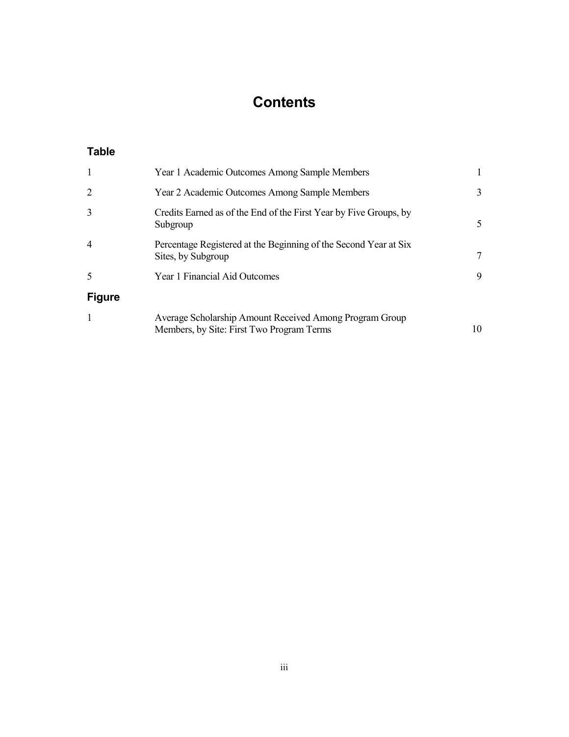# Contents

## Table

| | | |
|---|---|---|
| 1 | Year 1 Academic Outcomes Among Sample Members | 1 |
| 2 | Year 2 Academic Outcomes Among Sample Members | 3 |
| 3 | Credits Earned as of the End of the First Year by Five Groups, by Subgroup | 5 |
| 4 | Percentage Registered at the Beginning of the Second Year at Six Sites, by Subgroup | 7 |
| 5 | Year 1 Financial Aid Outcomes | 9 |

## Figure

| | | |
|---|---|---|
| 1 | Average Scholarship Amount Received Among Program Group Members, by Site: First Two Program Terms | 10 |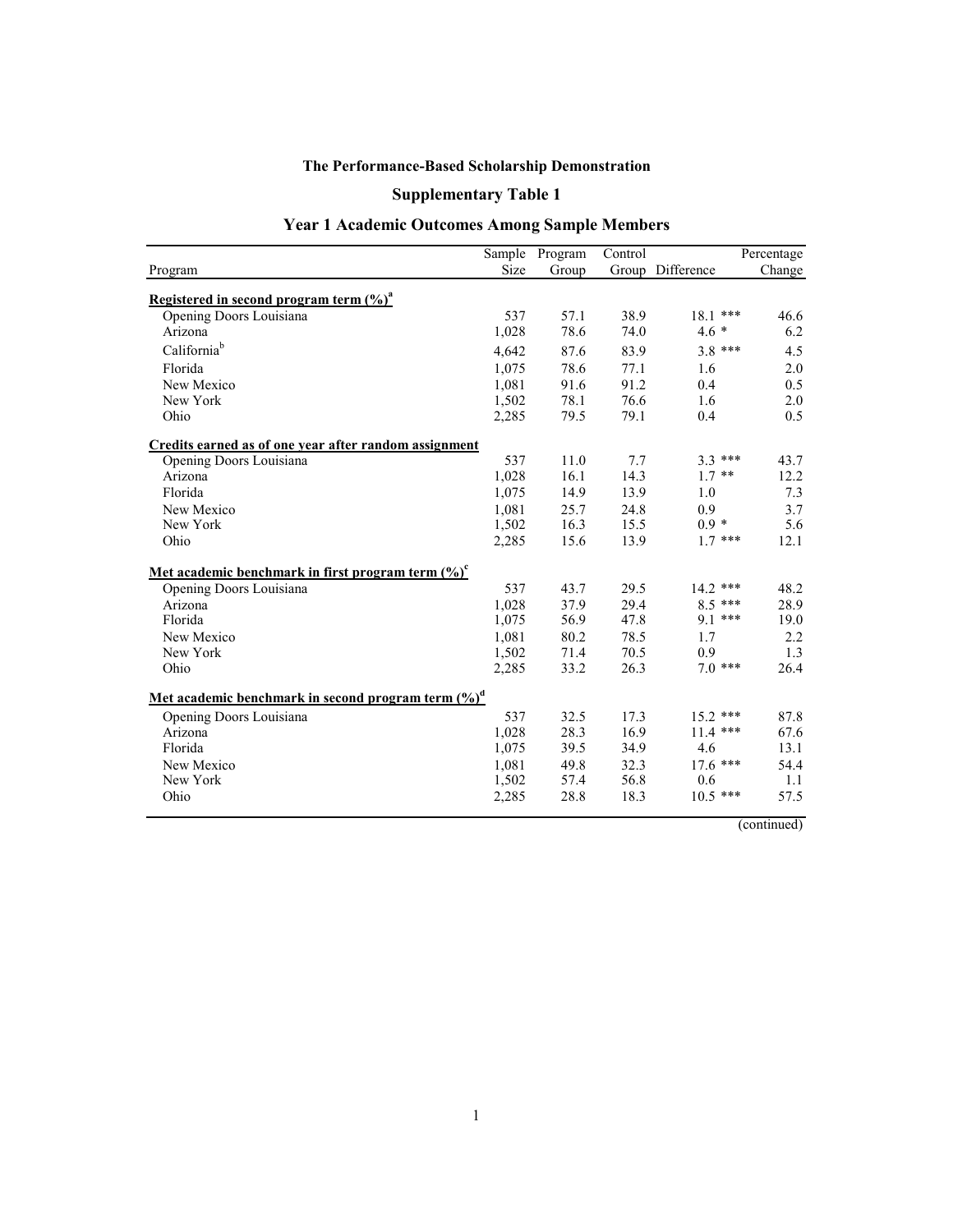**The Performance-Based Scholarship Demonstration**

**Supplementary Table 1**

**Year 1 Academic Outcomes Among Sample Members**

| Program | Sample Size | Program Group | Control Group | Difference | Percentage Change |
|---|---|---|---|---|---|
| **Registered in second program term (%)[a]** | | | | | |
| Opening Doors Louisiana | 537 | 57.1 | 38.9 | 18.1 *** | 46.6 |
| Arizona | 1,028 | 78.6 | 74.0 | 4.6 * | 6.2 |
| California[b] | 4,642 | 87.6 | 83.9 | 3.8 *** | 4.5 |
| Florida | 1,075 | 78.6 | 77.1 | 1.6 | 2.0 |
| New Mexico | 1,081 | 91.6 | 91.2 | 0.4 | 0.5 |
| New York | 1,502 | 78.1 | 76.6 | 1.6 | 2.0 |
| Ohio | 2,285 | 79.5 | 79.1 | 0.4 | 0.5 |
| **Credits earned as of one year after random assignment** | | | | | |
| Opening Doors Louisiana | 537 | 11.0 | 7.7 | 3.3 *** | 43.7 |
| Arizona | 1,028 | 16.1 | 14.3 | 1.7 ** | 12.2 |
| Florida | 1,075 | 14.9 | 13.9 | 1.0 | 7.3 |
| New Mexico | 1,081 | 25.7 | 24.8 | 0.9 | 3.7 |
| New York | 1,502 | 16.3 | 15.5 | 0.9 * | 5.6 |
| Ohio | 2,285 | 15.6 | 13.9 | 1.7 *** | 12.1 |
| **Met academic benchmark in first program term (%)[c]** | | | | | |
| Opening Doors Louisiana | 537 | 43.7 | 29.5 | 14.2 *** | 48.2 |
| Arizona | 1,028 | 37.9 | 29.4 | 8.5 *** | 28.9 |
| Florida | 1,075 | 56.9 | 47.8 | 9.1 *** | 19.0 |
| New Mexico | 1,081 | 80.2 | 78.5 | 1.7 | 2.2 |
| New York | 1,502 | 71.4 | 70.5 | 0.9 | 1.3 |
| Ohio | 2,285 | 33.2 | 26.3 | 7.0 *** | 26.4 |
| **Met academic benchmark in second program term (%)[d]** | | | | | |
| Opening Doors Louisiana | 537 | 32.5 | 17.3 | 15.2 *** | 87.8 |
| Arizona | 1,028 | 28.3 | 16.9 | 11.4 *** | 67.6 |
| Florida | 1,075 | 39.5 | 34.9 | 4.6 | 13.1 |
| New Mexico | 1,081 | 49.8 | 32.3 | 17.6 *** | 54.4 |
| New York | 1,502 | 57.4 | 56.8 | 0.6 | 1.1 |
| Ohio | 2,285 | 28.8 | 18.3 | 10.5 *** | 57.5 |

(continued)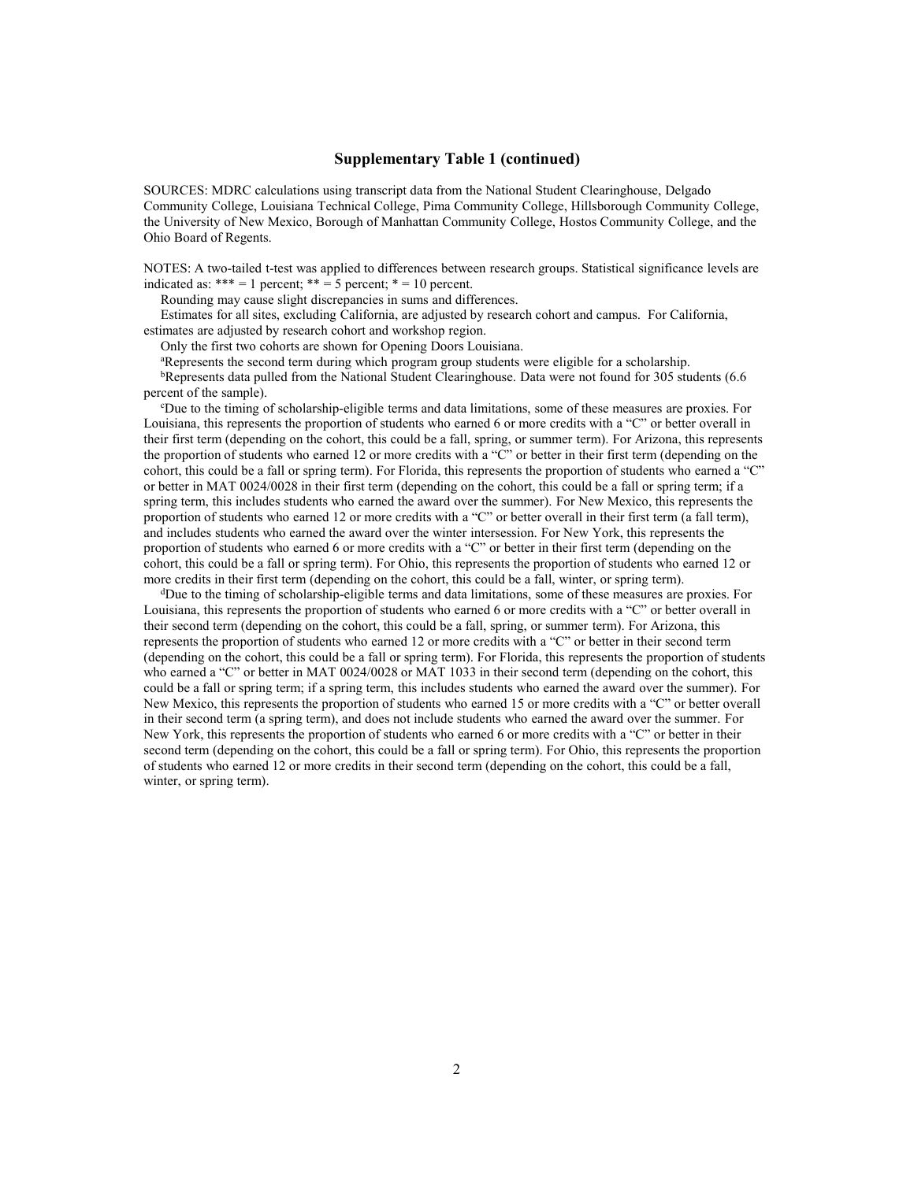## Supplementary Table 1 (continued)

SOURCES: MDRC calculations using transcript data from the National Student Clearinghouse, Delgado Community College, Louisiana Technical College, Pima Community College, Hillsborough Community College, the University of New Mexico, Borough of Manhattan Community College, Hostos Community College, and the Ohio Board of Regents.

NOTES: A two-tailed t-test was applied to differences between research groups. Statistical significance levels are indicated as: *** = 1 percent; ** = 5 percent; * = 10 percent.

Rounding may cause slight discrepancies in sums and differences.

Estimates for all sites, excluding California, are adjusted by research cohort and campus. For California, estimates are adjusted by research cohort and workshop region.

Only the first two cohorts are shown for Opening Doors Louisiana.

[a]Represents the second term during which program group students were eligible for a scholarship.

[b]Represents data pulled from the National Student Clearinghouse. Data were not found for 305 students (6.6 percent of the sample).

[c]Due to the timing of scholarship-eligible terms and data limitations, some of these measures are proxies. For Louisiana, this represents the proportion of students who earned 6 or more credits with a "C" or better overall in their first term (depending on the cohort, this could be a fall, spring, or summer term). For Arizona, this represents the proportion of students who earned 12 or more credits with a "C" or better in their first term (depending on the cohort, this could be a fall or spring term). For Florida, this represents the proportion of students who earned a "C" or better in MAT 0024/0028 in their first term (depending on the cohort, this could be a fall or spring term; if a spring term, this includes students who earned the award over the summer). For New Mexico, this represents the proportion of students who earned 12 or more credits with a "C" or better overall in their first term (a fall term), and includes students who earned the award over the winter intersession. For New York, this represents the proportion of students who earned 6 or more credits with a "C" or better in their first term (depending on the cohort, this could be a fall or spring term). For Ohio, this represents the proportion of students who earned 12 or more credits in their first term (depending on the cohort, this could be a fall, winter, or spring term).

[d]Due to the timing of scholarship-eligible terms and data limitations, some of these measures are proxies. For Louisiana, this represents the proportion of students who earned 6 or more credits with a "C" or better overall in their second term (depending on the cohort, this could be a fall, spring, or summer term). For Arizona, this represents the proportion of students who earned 12 or more credits with a "C" or better in their second term (depending on the cohort, this could be a fall or spring term). For Florida, this represents the proportion of students who earned a "C" or better in MAT 0024/0028 or MAT 1033 in their second term (depending on the cohort, this could be a fall or spring term; if a spring term, this includes students who earned the award over the summer). For New Mexico, this represents the proportion of students who earned 15 or more credits with a "C" or better overall in their second term (a spring term), and does not include students who earned the award over the summer. For New York, this represents the proportion of students who earned 6 or more credits with a "C" or better in their second term (depending on the cohort, this could be a fall or spring term). For Ohio, this represents the proportion of students who earned 12 or more credits in their second term (depending on the cohort, this could be a fall, winter, or spring term).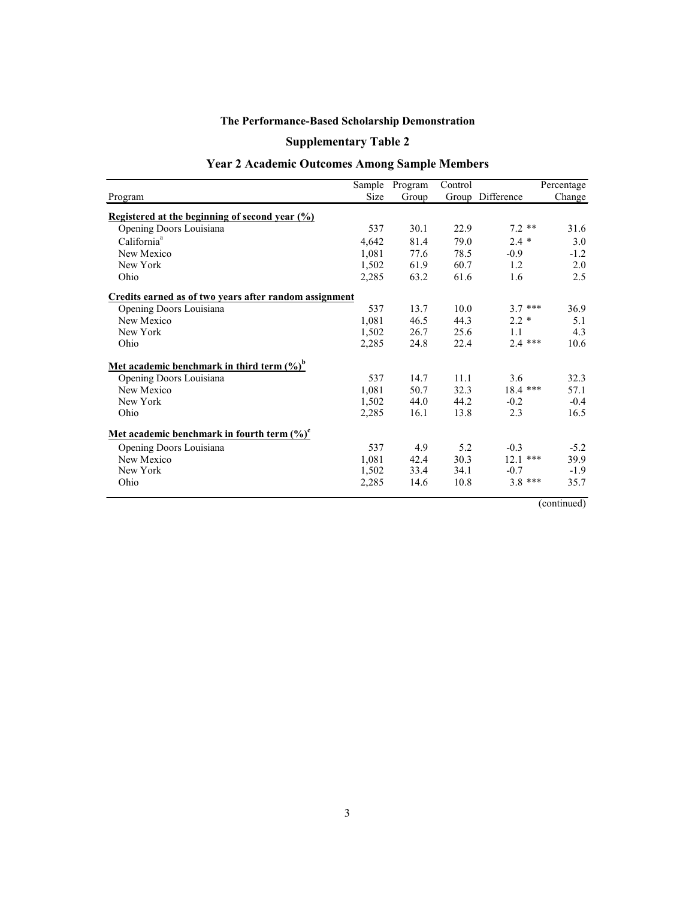**The Performance-Based Scholarship Demonstration**

**Supplementary Table 2**

**Year 2 Academic Outcomes Among Sample Members**

| Program | Sample Size | Program Group | Control Group | Difference | Percentage Change |
|---|---|---|---|---|---|
| **Registered at the beginning of second year (%)** | | | | | |
| Opening Doors Louisiana | 537 | 30.1 | 22.9 | 7.2 ** | 31.6 |
| California[a] | 4,642 | 81.4 | 79.0 | 2.4 * | 3.0 |
| New Mexico | 1,081 | 77.6 | 78.5 | -0.9 | -1.2 |
| New York | 1,502 | 61.9 | 60.7 | 1.2 | 2.0 |
| Ohio | 2,285 | 63.2 | 61.6 | 1.6 | 2.5 |
| **Credits earned as of two years after random assignment** | | | | | |
| Opening Doors Louisiana | 537 | 13.7 | 10.0 | 3.7 *** | 36.9 |
| New Mexico | 1,081 | 46.5 | 44.3 | 2.2 * | 5.1 |
| New York | 1,502 | 26.7 | 25.6 | 1.1 | 4.3 |
| Ohio | 2,285 | 24.8 | 22.4 | 2.4 *** | 10.6 |
| **Met academic benchmark in third term (%)[b]** | | | | | |
| Opening Doors Louisiana | 537 | 14.7 | 11.1 | 3.6 | 32.3 |
| New Mexico | 1,081 | 50.7 | 32.3 | 18.4 *** | 57.1 |
| New York | 1,502 | 44.0 | 44.2 | -0.2 | -0.4 |
| Ohio | 2,285 | 16.1 | 13.8 | 2.3 | 16.5 |
| **Met academic benchmark in fourth term (%)[c]** | | | | | |
| Opening Doors Louisiana | 537 | 4.9 | 5.2 | -0.3 | -5.2 |
| New Mexico | 1,081 | 42.4 | 30.3 | 12.1 *** | 39.9 |
| New York | 1,502 | 33.4 | 34.1 | -0.7 | -1.9 |
| Ohio | 2,285 | 14.6 | 10.8 | 3.8 *** | 35.7 |

(continued)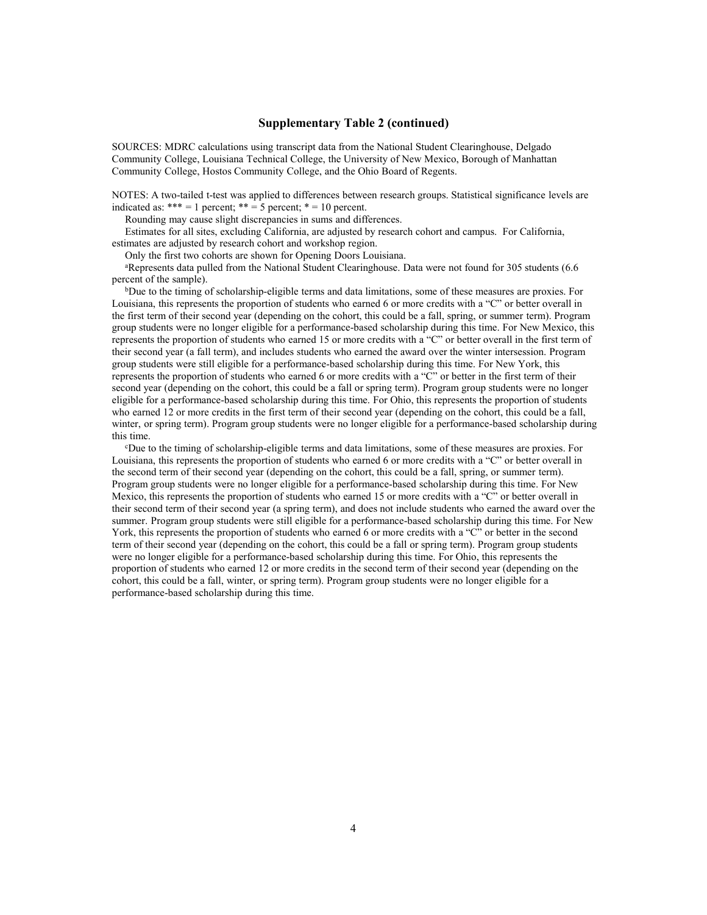### Supplementary Table 2 (continued)

SOURCES: MDRC calculations using transcript data from the National Student Clearinghouse, Delgado Community College, Louisiana Technical College, the University of New Mexico, Borough of Manhattan Community College, Hostos Community College, and the Ohio Board of Regents.

NOTES: A two-tailed t-test was applied to differences between research groups. Statistical significance levels are indicated as: *** = 1 percent; ** = 5 percent; * = 10 percent.

Rounding may cause slight discrepancies in sums and differences.

Estimates for all sites, excluding California, are adjusted by research cohort and campus. For California, estimates are adjusted by research cohort and workshop region.

Only the first two cohorts are shown for Opening Doors Louisiana.

[a]Represents data pulled from the National Student Clearinghouse. Data were not found for 305 students (6.6 percent of the sample).

[b]Due to the timing of scholarship-eligible terms and data limitations, some of these measures are proxies. For Louisiana, this represents the proportion of students who earned 6 or more credits with a "C" or better overall in the first term of their second year (depending on the cohort, this could be a fall, spring, or summer term). Program group students were no longer eligible for a performance-based scholarship during this time. For New Mexico, this represents the proportion of students who earned 15 or more credits with a "C" or better overall in the first term of their second year (a fall term), and includes students who earned the award over the winter intersession. Program group students were still eligible for a performance-based scholarship during this time. For New York, this represents the proportion of students who earned 6 or more credits with a "C" or better in the first term of their second year (depending on the cohort, this could be a fall or spring term). Program group students were no longer eligible for a performance-based scholarship during this time. For Ohio, this represents the proportion of students who earned 12 or more credits in the first term of their second year (depending on the cohort, this could be a fall, winter, or spring term). Program group students were no longer eligible for a performance-based scholarship during this time.

[c]Due to the timing of scholarship-eligible terms and data limitations, some of these measures are proxies. For Louisiana, this represents the proportion of students who earned 6 or more credits with a "C" or better overall in the second term of their second year (depending on the cohort, this could be a fall, spring, or summer term). Program group students were no longer eligible for a performance-based scholarship during this time. For New Mexico, this represents the proportion of students who earned 15 or more credits with a "C" or better overall in their second term of their second year (a spring term), and does not include students who earned the award over the summer. Program group students were still eligible for a performance-based scholarship during this time. For New York, this represents the proportion of students who earned 6 or more credits with a "C" or better in the second term of their second year (depending on the cohort, this could be a fall or spring term). Program group students were no longer eligible for a performance-based scholarship during this time. For Ohio, this represents the proportion of students who earned 12 or more credits in the second term of their second year (depending on the cohort, this could be a fall, winter, or spring term). Program group students were no longer eligible for a performance-based scholarship during this time.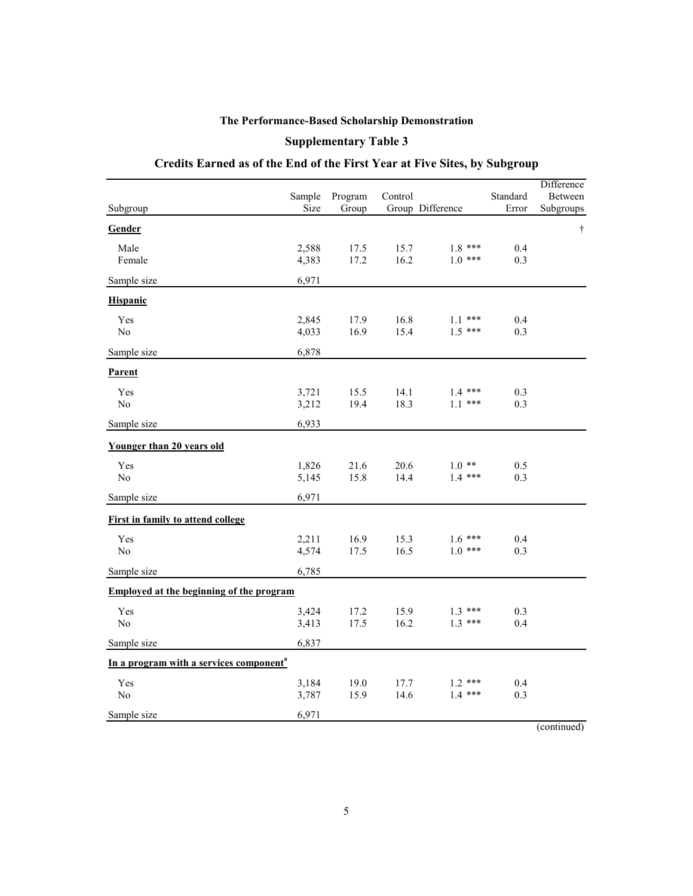**The Performance-Based Scholarship Demonstration**

**Supplementary Table 3**

**Credits Earned as of the End of the First Year at Five Sites, by Subgroup**

| Subgroup | Sample Size | Program Group | Control Group | Difference | Standard Error | Difference Between Subgroups |
|---|---|---|---|---|---|---|
| **Gender** | | | | | | † |
| Male | 2,588 | 17.5 | 15.7 | 1.8 *** | 0.4 | |
| Female | 4,383 | 17.2 | 16.2 | 1.0 *** | 0.3 | |
| Sample size | 6,971 | | | | | |
| **Hispanic** | | | | | | |
| Yes | 2,845 | 17.9 | 16.8 | 1.1 *** | 0.4 | |
| No | 4,033 | 16.9 | 15.4 | 1.5 *** | 0.3 | |
| Sample size | 6,878 | | | | | |
| **Parent** | | | | | | |
| Yes | 3,721 | 15.5 | 14.1 | 1.4 *** | 0.3 | |
| No | 3,212 | 19.4 | 18.3 | 1.1 *** | 0.3 | |
| Sample size | 6,933 | | | | | |
| **Younger than 20 years old** | | | | | | |
| Yes | 1,826 | 21.6 | 20.6 | 1.0 ** | 0.5 | |
| No | 5,145 | 15.8 | 14.4 | 1.4 *** | 0.3 | |
| Sample size | 6,971 | | | | | |
| **First in family to attend college** | | | | | | |
| Yes | 2,211 | 16.9 | 15.3 | 1.6 *** | 0.4 | |
| No | 4,574 | 17.5 | 16.5 | 1.0 *** | 0.3 | |
| Sample size | 6,785 | | | | | |
| **Employed at the beginning of the program** | | | | | | |
| Yes | 3,424 | 17.2 | 15.9 | 1.3 *** | 0.3 | |
| No | 3,413 | 17.5 | 16.2 | 1.3 *** | 0.4 | |
| Sample size | 6,837 | | | | | |
| **In a program with a services component[a]** | | | | | | |
| Yes | 3,184 | 19.0 | 17.7 | 1.2 *** | 0.4 | |
| No | 3,787 | 15.9 | 14.6 | 1.4 *** | 0.3 | |
| Sample size | 6,971 | | | | | |

(continued)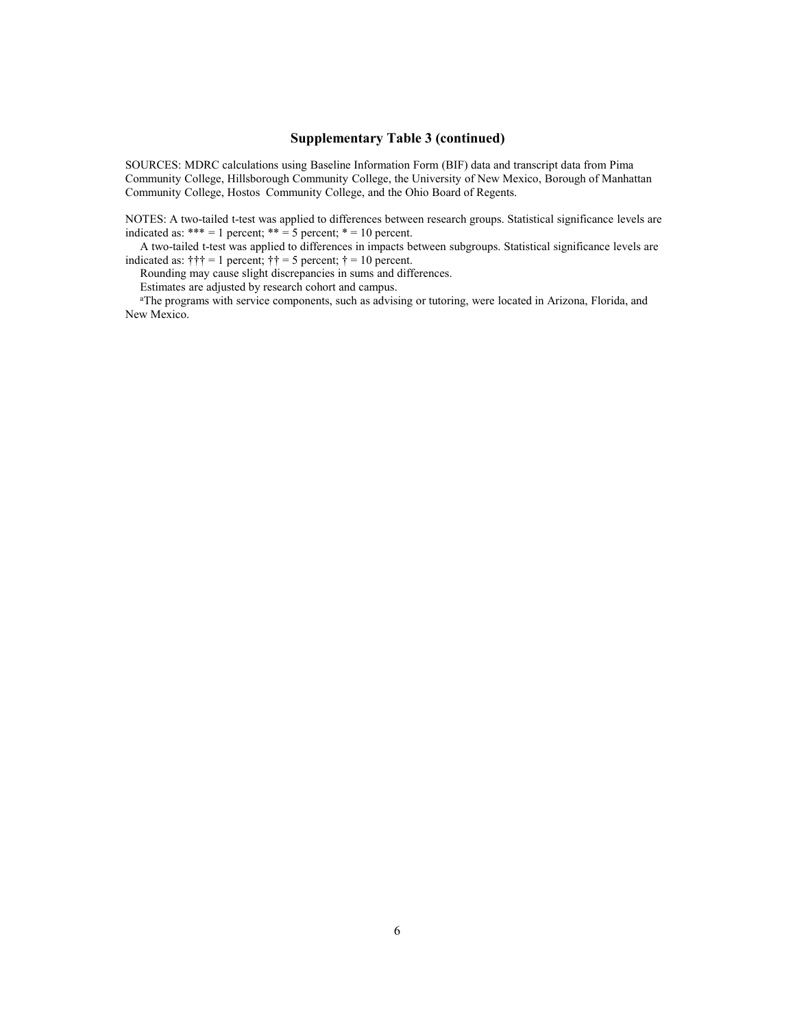## Supplementary Table 3 (continued)

SOURCES: MDRC calculations using Baseline Information Form (BIF) data and transcript data from Pima Community College, Hillsborough Community College, the University of New Mexico, Borough of Manhattan Community College, Hostos Community College, and the Ohio Board of Regents.

NOTES: A two-tailed t-test was applied to differences between research groups. Statistical significance levels are indicated as: *** = 1 percent; ** = 5 percent; * = 10 percent.

A two-tailed t-test was applied to differences in impacts between subgroups. Statistical significance levels are indicated as: ††† = 1 percent; †† = 5 percent; † = 10 percent.

Rounding may cause slight discrepancies in sums and differences.

Estimates are adjusted by research cohort and campus.

[a]The programs with service components, such as advising or tutoring, were located in Arizona, Florida, and New Mexico.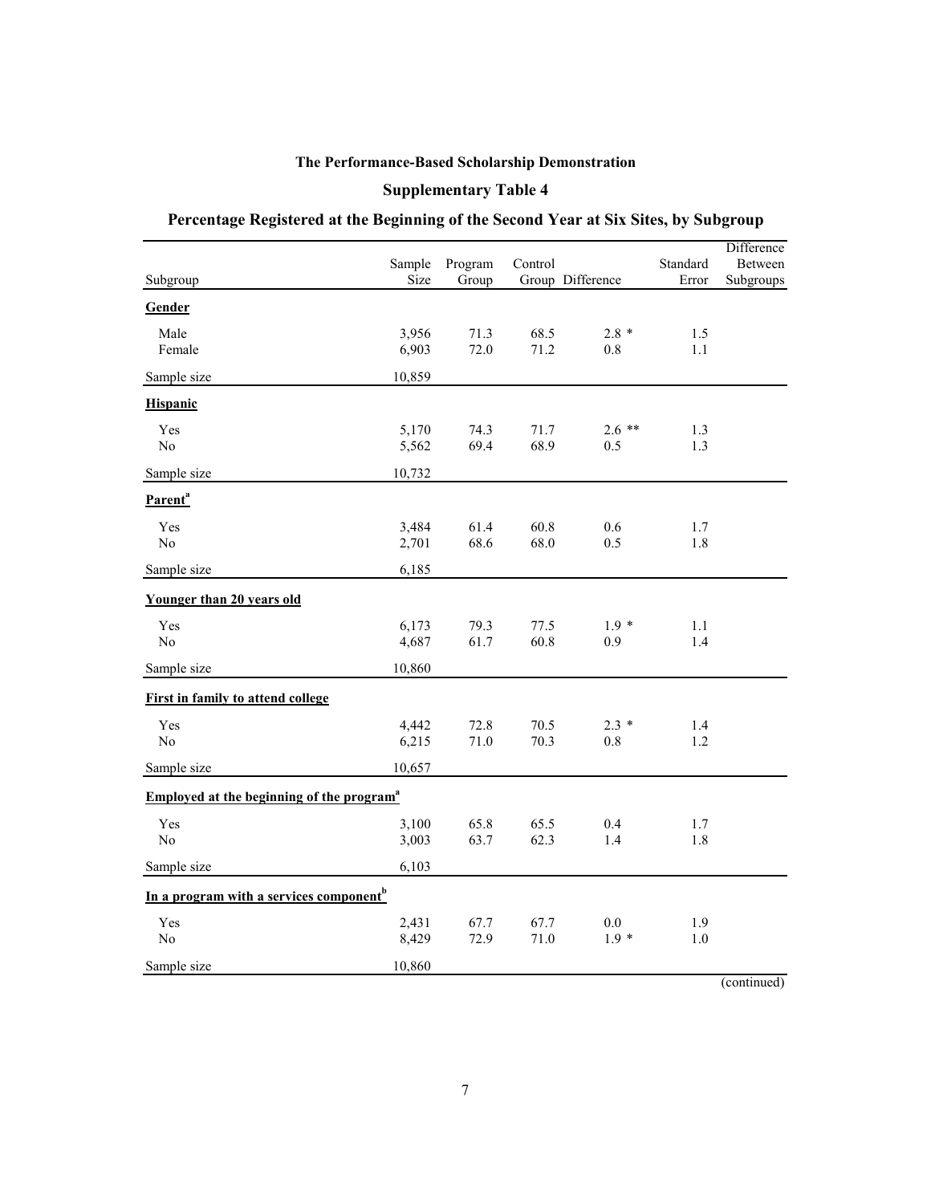**The Performance-Based Scholarship Demonstration**

**Supplementary Table 4**

**Percentage Registered at the Beginning of the Second Year at Six Sites, by Subgroup**

| Subgroup | Sample Size | Program Group | Control Group | Difference | Standard Error | Difference Between Subgroups |
|---|---|---|---|---|---|---|
| **Gender** | | | | | | |
| Male | 3,956 | 71.3 | 68.5 | 2.8 * | 1.5 | |
| Female | 6,903 | 72.0 | 71.2 | 0.8 | 1.1 | |
| Sample size | 10,859 | | | | | |
| **Hispanic** | | | | | | |
| Yes | 5,170 | 74.3 | 71.7 | 2.6 ** | 1.3 | |
| No | 5,562 | 69.4 | 68.9 | 0.5 | 1.3 | |
| Sample size | 10,732 | | | | | |
| **Parent**[a] | | | | | | |
| Yes | 3,484 | 61.4 | 60.8 | 0.6 | 1.7 | |
| No | 2,701 | 68.6 | 68.0 | 0.5 | 1.8 | |
| Sample size | 6,185 | | | | | |
| **Younger than 20 years old** | | | | | | |
| Yes | 6,173 | 79.3 | 77.5 | 1.9 * | 1.1 | |
| No | 4,687 | 61.7 | 60.8 | 0.9 | 1.4 | |
| Sample size | 10,860 | | | | | |
| **First in family to attend college** | | | | | | |
| Yes | 4,442 | 72.8 | 70.5 | 2.3 * | 1.4 | |
| No | 6,215 | 71.0 | 70.3 | 0.8 | 1.2 | |
| Sample size | 10,657 | | | | | |
| **Employed at the beginning of the program**[a] | | | | | | |
| Yes | 3,100 | 65.8 | 65.5 | 0.4 | 1.7 | |
| No | 3,003 | 63.7 | 62.3 | 1.4 | 1.8 | |
| Sample size | 6,103 | | | | | |
| **In a program with a services component**[b] | | | | | | |
| Yes | 2,431 | 67.7 | 67.7 | 0.0 | 1.9 | |
| No | 8,429 | 72.9 | 71.0 | 1.9 * | 1.0 | |
| Sample size | 10,860 | | | | | |

(continued)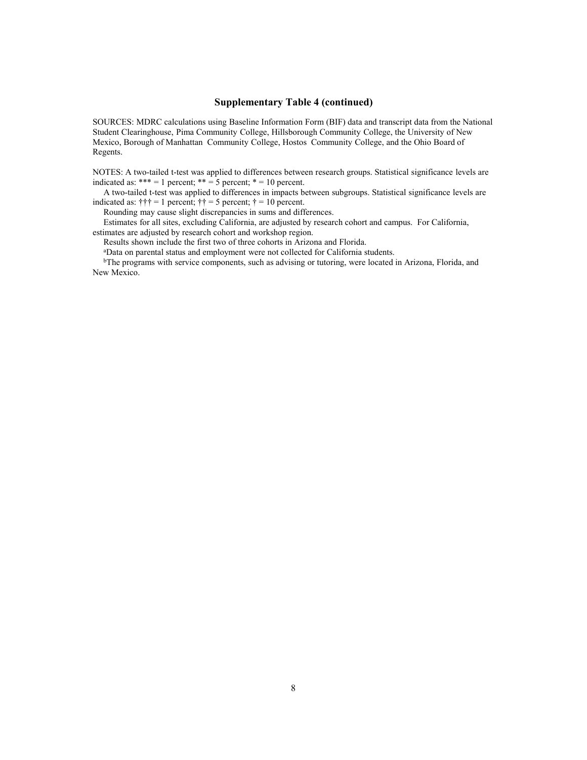## Supplementary Table 4 (continued)

SOURCES: MDRC calculations using Baseline Information Form (BIF) data and transcript data from the National Student Clearinghouse, Pima Community College, Hillsborough Community College, the University of New Mexico, Borough of Manhattan Community College, Hostos Community College, and the Ohio Board of Regents.

NOTES: A two-tailed t-test was applied to differences between research groups. Statistical significance levels are indicated as: *** = 1 percent; ** = 5 percent; * = 10 percent.

A two-tailed t-test was applied to differences in impacts between subgroups. Statistical significance levels are indicated as: ††† = 1 percent; †† = 5 percent; † = 10 percent.

Rounding may cause slight discrepancies in sums and differences.

Estimates for all sites, excluding California, are adjusted by research cohort and campus. For California, estimates are adjusted by research cohort and workshop region.

Results shown include the first two of three cohorts in Arizona and Florida.

[a]Data on parental status and employment were not collected for California students.

[b]The programs with service components, such as advising or tutoring, were located in Arizona, Florida, and New Mexico.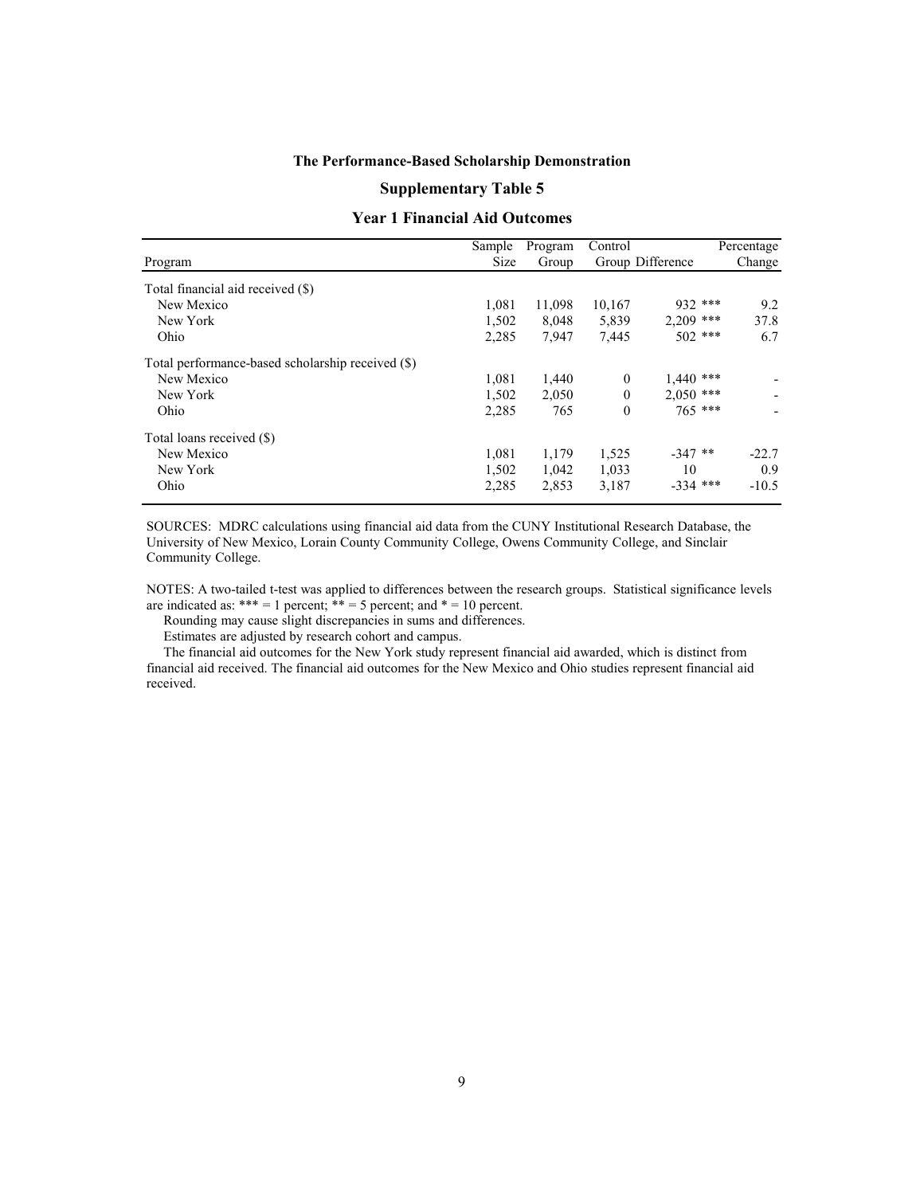**The Performance-Based Scholarship Demonstration**

**Supplementary Table 5**

**Year 1 Financial Aid Outcomes**

| Program | Sample Size | Program Group | Control Group | Difference | Percentage Change |
|---|---|---|---|---|---|
| Total financial aid received ($) | | | | | |
| New Mexico | 1,081 | 11,098 | 10,167 | 932 *** | 9.2 |
| New York | 1,502 | 8,048 | 5,839 | 2,209 *** | 37.8 |
| Ohio | 2,285 | 7,947 | 7,445 | 502 *** | 6.7 |
| Total performance-based scholarship received ($) | | | | | |
| New Mexico | 1,081 | 1,440 | 0 | 1,440 *** | - |
| New York | 1,502 | 2,050 | 0 | 2,050 *** | - |
| Ohio | 2,285 | 765 | 0 | 765 *** | - |
| Total loans received ($) | | | | | |
| New Mexico | 1,081 | 1,179 | 1,525 | -347 ** | -22.7 |
| New York | 1,502 | 1,042 | 1,033 | 10 | 0.9 |
| Ohio | 2,285 | 2,853 | 3,187 | -334 *** | -10.5 |

SOURCES: MDRC calculations using financial aid data from the CUNY Institutional Research Database, the University of New Mexico, Lorain County Community College, Owens Community College, and Sinclair Community College.

NOTES: A two-tailed t-test was applied to differences between the research groups. Statistical significance levels are indicated as: *** = 1 percent; ** = 5 percent; and * = 10 percent.

Rounding may cause slight discrepancies in sums and differences.

Estimates are adjusted by research cohort and campus.

The financial aid outcomes for the New York study represent financial aid awarded, which is distinct from financial aid received. The financial aid outcomes for the New Mexico and Ohio studies represent financial aid received.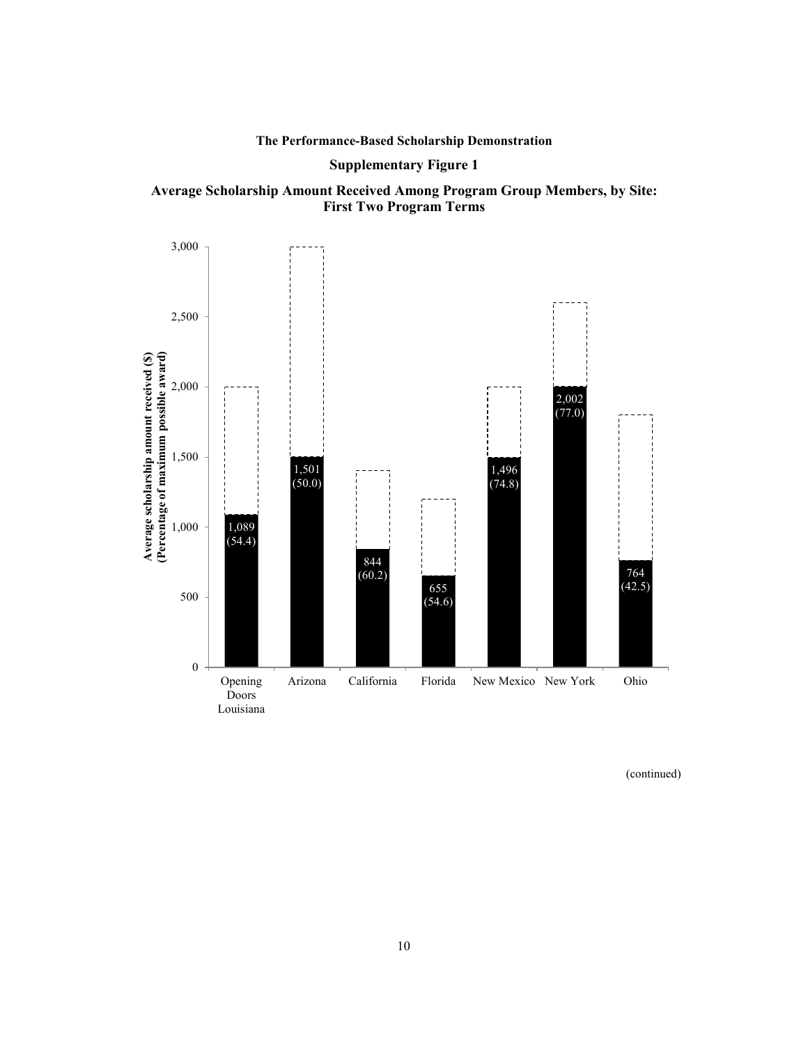**The Performance-Based Scholarship Demonstration**

**Supplementary Figure 1**

**Average Scholarship Amount Received Among Program Group Members, by Site: First Two Program Terms**

| Site | Average scholarship amount received ($) | (Percentage of maximum possible award) |
| --- | --- | --- |
| Opening Doors Louisiana | 1,089 | (54.4) |
| Arizona | 1,501 | (50.0) |
| California | 844 | (60.2) |
| Florida | 655 | (54.6) |
| New Mexico | 1,496 | (74.8) |
| New York | 2,002 | (77.0) |
| Ohio | 764 | (42.5) |

(continued)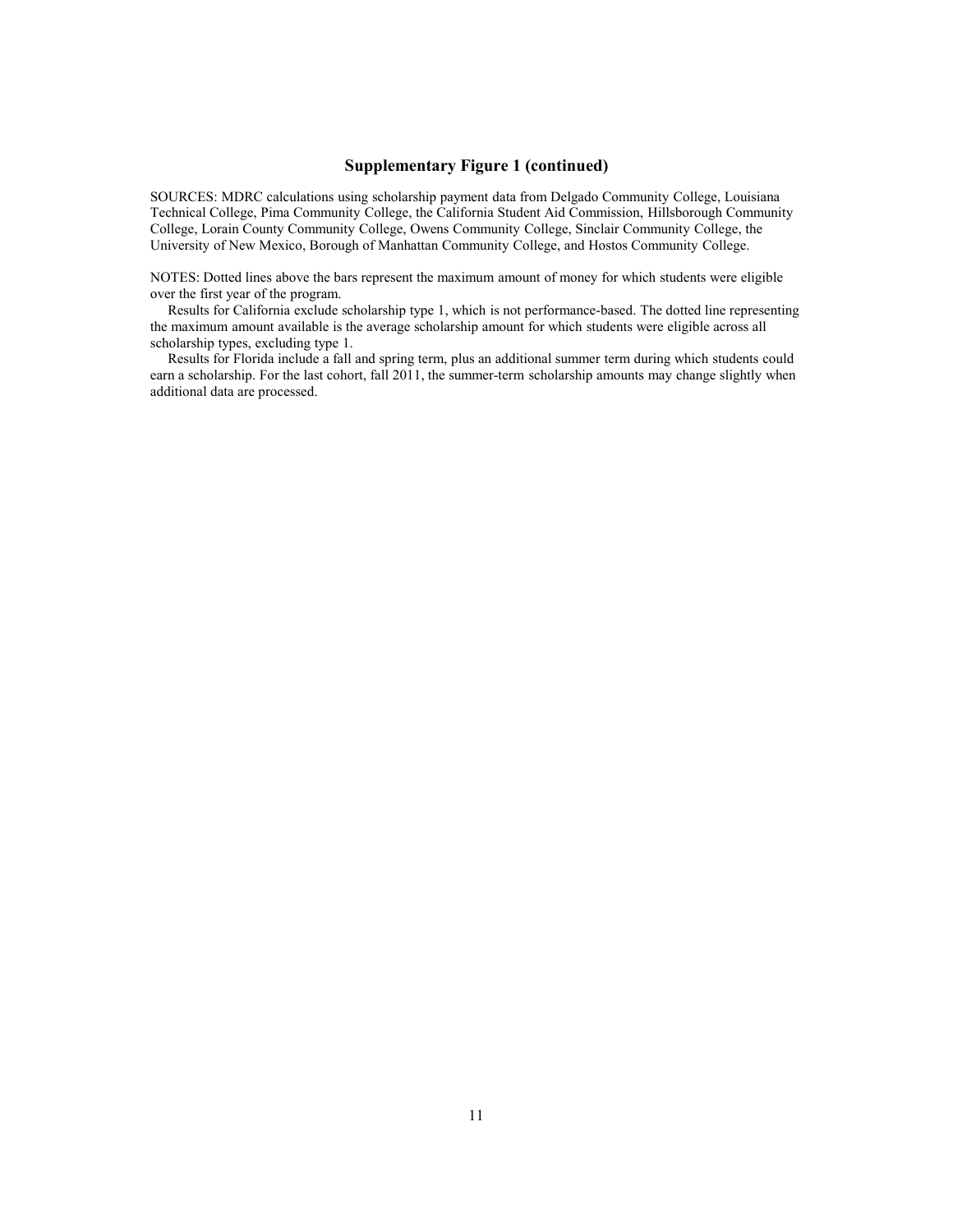## Supplementary Figure 1 (continued)

SOURCES: MDRC calculations using scholarship payment data from Delgado Community College, Louisiana Technical College, Pima Community College, the California Student Aid Commission, Hillsborough Community College, Lorain County Community College, Owens Community College, Sinclair Community College, the University of New Mexico, Borough of Manhattan Community College, and Hostos Community College.

NOTES: Dotted lines above the bars represent the maximum amount of money for which students were eligible over the first year of the program.

Results for California exclude scholarship type 1, which is not performance-based. The dotted line representing the maximum amount available is the average scholarship amount for which students were eligible across all scholarship types, excluding type 1.

Results for Florida include a fall and spring term, plus an additional summer term during which students could earn a scholarship. For the last cohort, fall 2011, the summer-term scholarship amounts may change slightly when additional data are processed.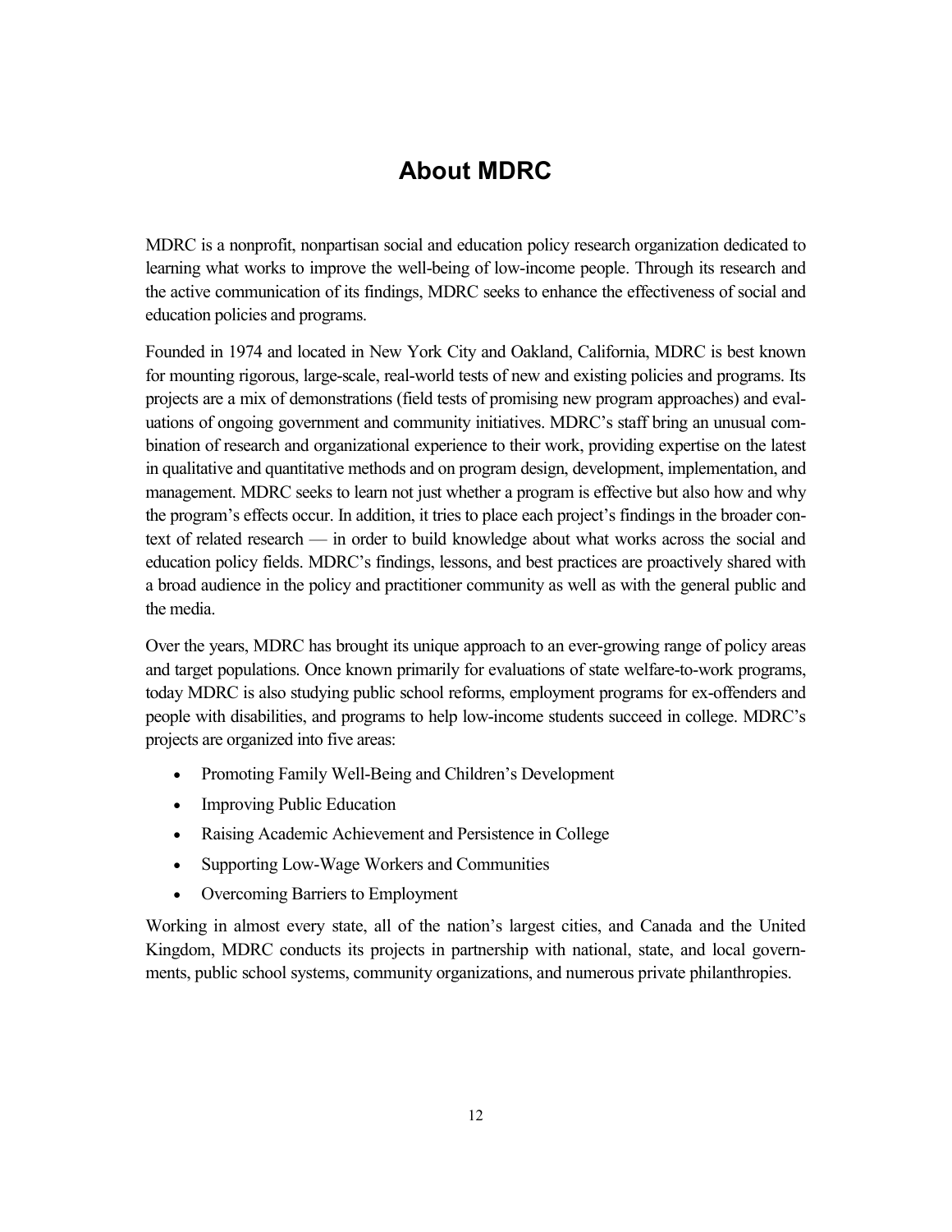# About MDRC

MDRC is a nonprofit, nonpartisan social and education policy research organization dedicated to learning what works to improve the well-being of low-income people. Through its research and the active communication of its findings, MDRC seeks to enhance the effectiveness of social and education policies and programs.

Founded in 1974 and located in New York City and Oakland, California, MDRC is best known for mounting rigorous, large-scale, real-world tests of new and existing policies and programs. Its projects are a mix of demonstrations (field tests of promising new program approaches) and evaluations of ongoing government and community initiatives. MDRC's staff bring an unusual combination of research and organizational experience to their work, providing expertise on the latest in qualitative and quantitative methods and on program design, development, implementation, and management. MDRC seeks to learn not just whether a program is effective but also how and why the program's effects occur. In addition, it tries to place each project's findings in the broader context of related research — in order to build knowledge about what works across the social and education policy fields. MDRC's findings, lessons, and best practices are proactively shared with a broad audience in the policy and practitioner community as well as with the general public and the media.

Over the years, MDRC has brought its unique approach to an ever-growing range of policy areas and target populations. Once known primarily for evaluations of state welfare-to-work programs, today MDRC is also studying public school reforms, employment programs for ex-offenders and people with disabilities, and programs to help low-income students succeed in college. MDRC's projects are organized into five areas:

- Promoting Family Well-Being and Children's Development
- Improving Public Education
- Raising Academic Achievement and Persistence in College
- Supporting Low-Wage Workers and Communities
- Overcoming Barriers to Employment

Working in almost every state, all of the nation's largest cities, and Canada and the United Kingdom, MDRC conducts its projects in partnership with national, state, and local governments, public school systems, community organizations, and numerous private philanthropies.